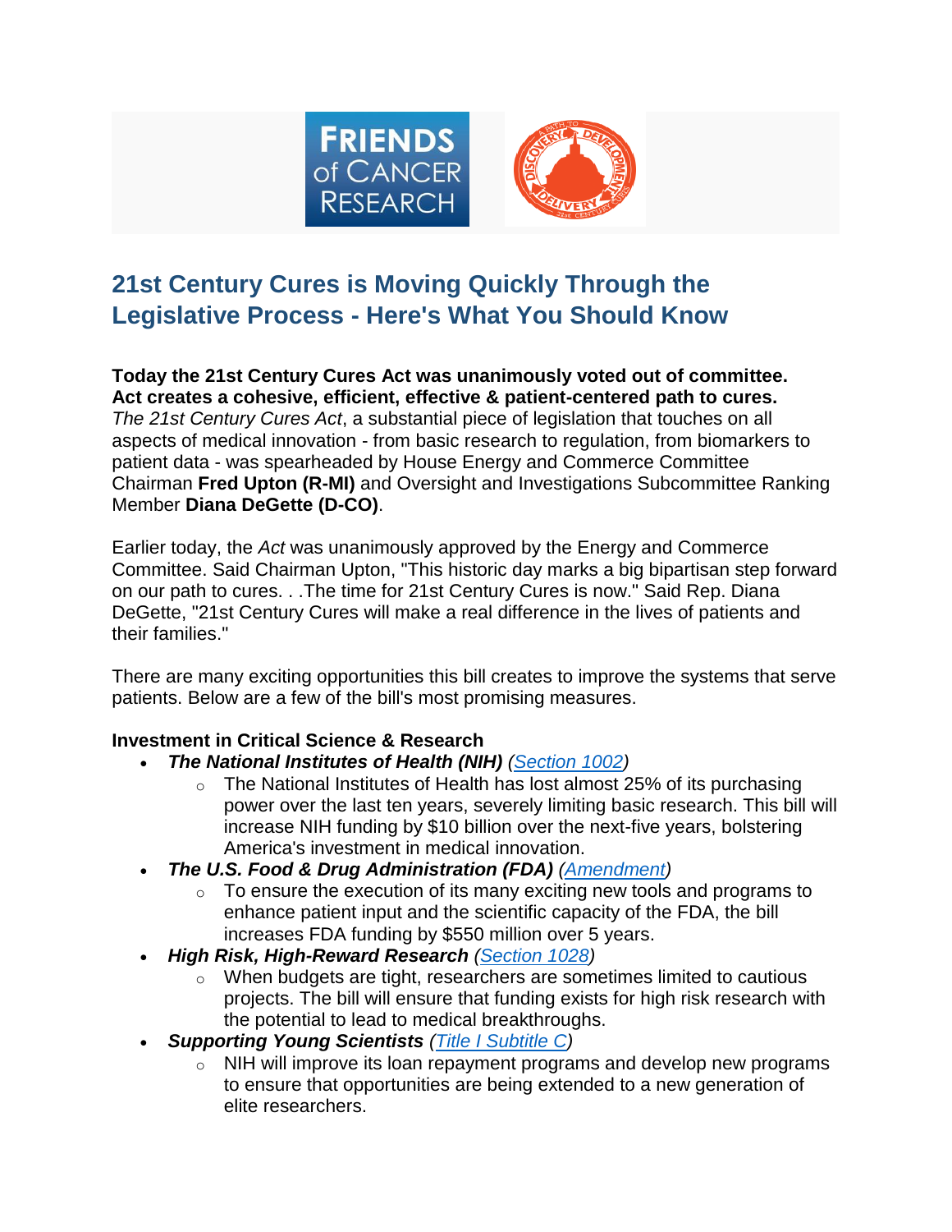# 21st Century Cures is Moving Quickly Through the Legislative Process - Here's What You Should Know

**Today the 21st Century Cures Act was unanimously voted out of committee.**
**Act creates a cohesive, efficient, effective & patient-centered path to cures.**
*The 21st Century Cures Act*, a substantial piece of legislation that touches on all aspects of medical innovation - from basic research to regulation, from biomarkers to patient data - was spearheaded by House Energy and Commerce Committee Chairman **Fred Upton (R-MI)** and Oversight and Investigations Subcommittee Ranking Member **Diana DeGette (D-CO)**.

Earlier today, the *Act* was unanimously approved by the Energy and Commerce Committee. Said Chairman Upton, "This historic day marks a big bipartisan step forward on our path to cures. . .The time for 21st Century Cures is now." Said Rep. Diana DeGette, "21st Century Cures will make a real difference in the lives of patients and their families."

There are many exciting opportunities this bill creates to improve the systems that serve patients. Below are a few of the bill's most promising measures.

**Investment in Critical Science & Research**

- ***The National Institutes of Health (NIH)*** *(Section 1002)*
  - The National Institutes of Health has lost almost 25% of its purchasing power over the last ten years, severely limiting basic research. This bill will increase NIH funding by $10 billion over the next-five years, bolstering America's investment in medical innovation.
- ***The U.S. Food & Drug Administration (FDA)*** *(Amendment)*
  - To ensure the execution of its many exciting new tools and programs to enhance patient input and the scientific capacity of the FDA, the bill increases FDA funding by $550 million over 5 years.
- ***High Risk, High-Reward Research*** *(Section 1028)*
  - When budgets are tight, researchers are sometimes limited to cautious projects. The bill will ensure that funding exists for high risk research with the potential to lead to medical breakthroughs.
- ***Supporting Young Scientists*** *(Title I Subtitle C)*
  - NIH will improve its loan repayment programs and develop new programs to ensure that opportunities are being extended to a new generation of elite researchers.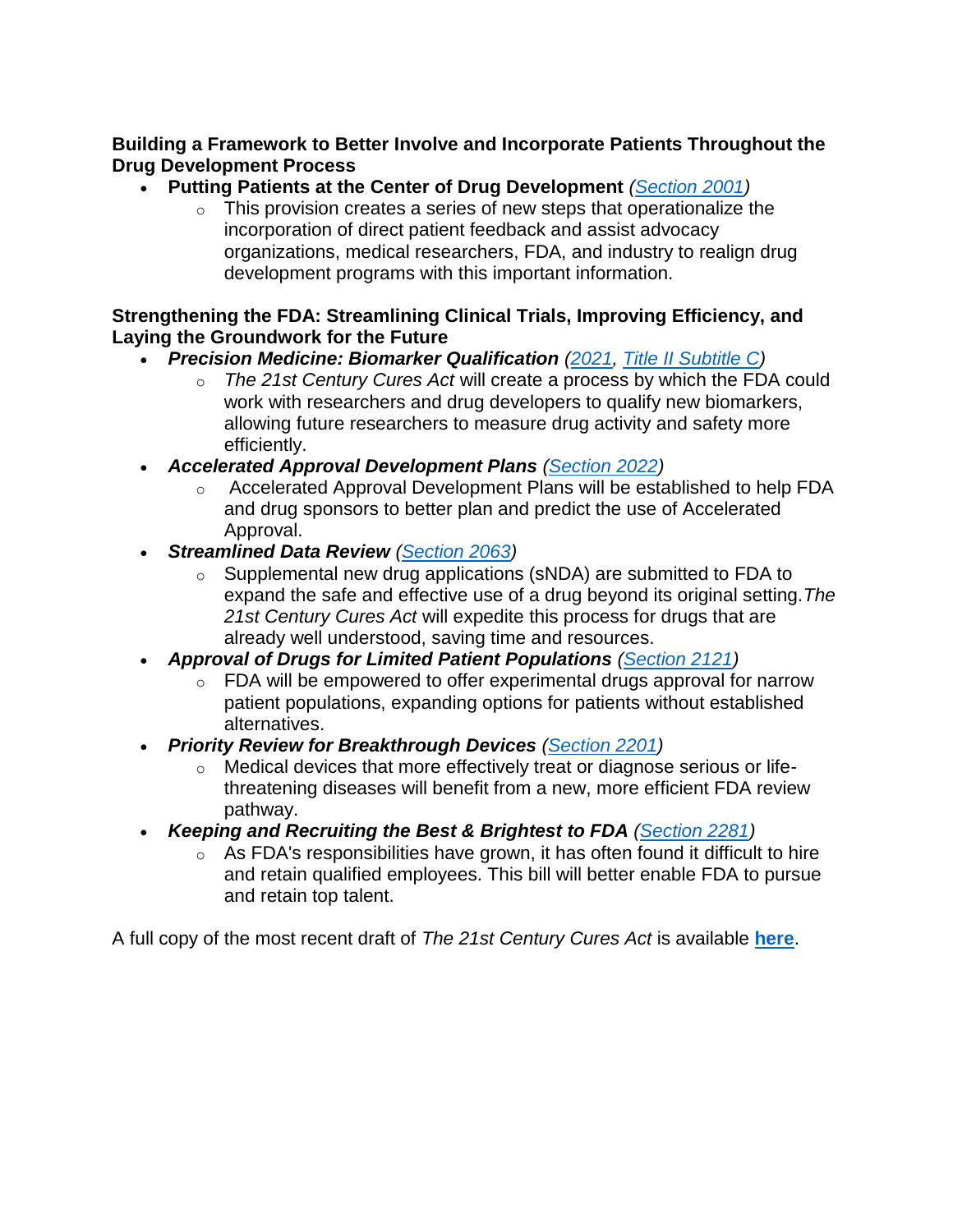**Building a Framework to Better Involve and Incorporate Patients Throughout the Drug Development Process**

- **Putting Patients at the Center of Drug Development** *(Section 2001)*
  - This provision creates a series of new steps that operationalize the incorporation of direct patient feedback and assist advocacy organizations, medical researchers, FDA, and industry to realign drug development programs with this important information.

**Strengthening the FDA: Streamlining Clinical Trials, Improving Efficiency, and Laying the Groundwork for the Future**

- ***Precision Medicine: Biomarker Qualification*** *(2021, Title II Subtitle C)*
  - *The 21st Century Cures Act* will create a process by which the FDA could work with researchers and drug developers to qualify new biomarkers, allowing future researchers to measure drug activity and safety more efficiently.
- ***Accelerated Approval Development Plans*** *(Section 2022)*
  - Accelerated Approval Development Plans will be established to help FDA and drug sponsors to better plan and predict the use of Accelerated Approval.
- ***Streamlined Data Review*** *(Section 2063)*
  - Supplemental new drug applications (sNDA) are submitted to FDA to expand the safe and effective use of a drug beyond its original setting. *The 21st Century Cures Act* will expedite this process for drugs that are already well understood, saving time and resources.
- ***Approval of Drugs for Limited Patient Populations*** *(Section 2121)*
  - FDA will be empowered to offer experimental drugs approval for narrow patient populations, expanding options for patients without established alternatives.
- ***Priority Review for Breakthrough Devices*** *(Section 2201)*
  - Medical devices that more effectively treat or diagnose serious or life-threatening diseases will benefit from a new, more efficient FDA review pathway.
- ***Keeping and Recruiting the Best & Brightest to FDA*** *(Section 2281)*
  - As FDA's responsibilities have grown, it has often found it difficult to hire and retain qualified employees. This bill will better enable FDA to pursue and retain top talent.

A full copy of the most recent draft of *The 21st Century Cures Act* is available **here**.